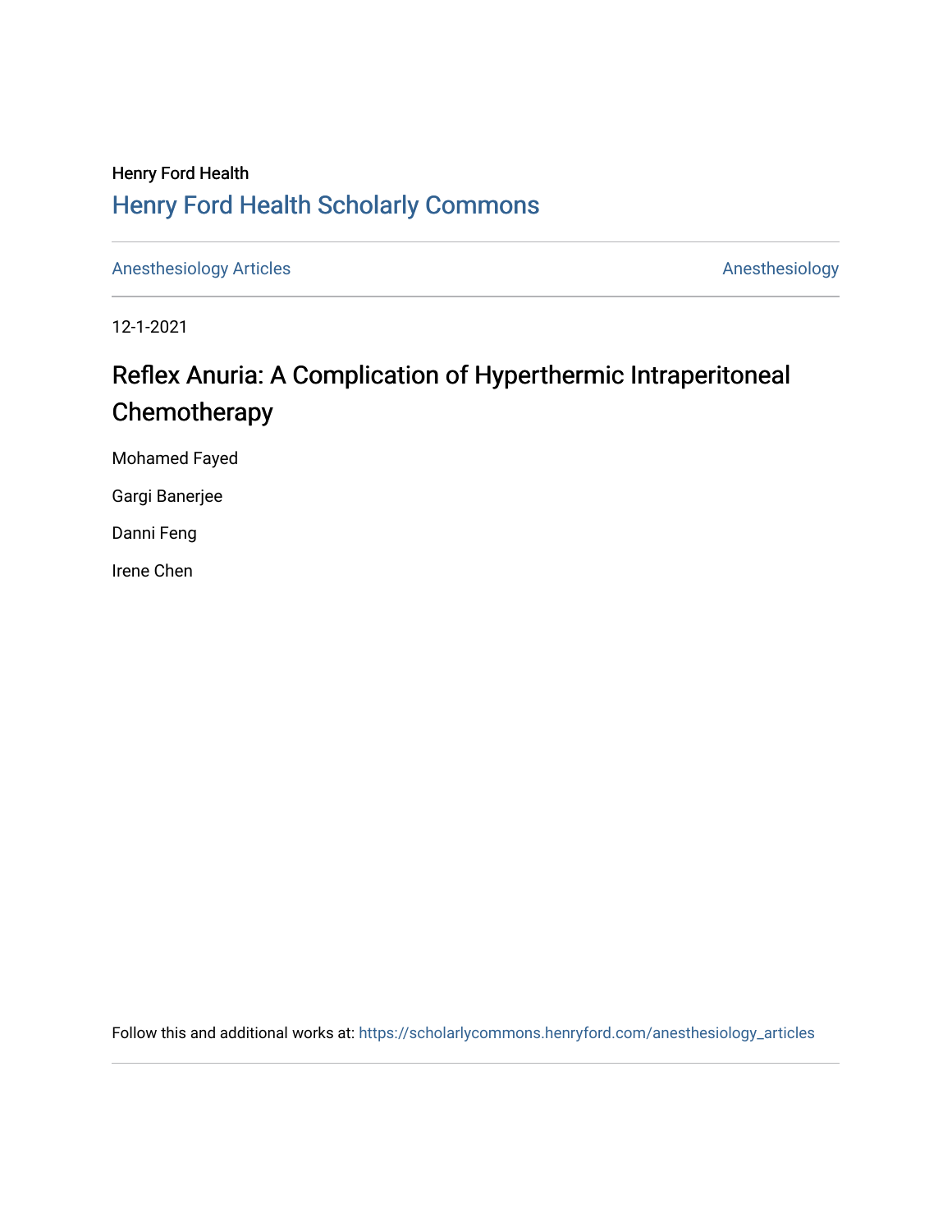Henry Ford Health

## Henry Ford Health Scholarly Commons

Anesthesiology Articles | Anesthesiology

12-1-2021

# Reflex Anuria: A Complication of Hyperthermic Intraperitoneal Chemotherapy

Mohamed Fayed

Gargi Banerjee

Danni Feng

Irene Chen

Follow this and additional works at: https://scholarlycommons.henryford.com/anesthesiology_articles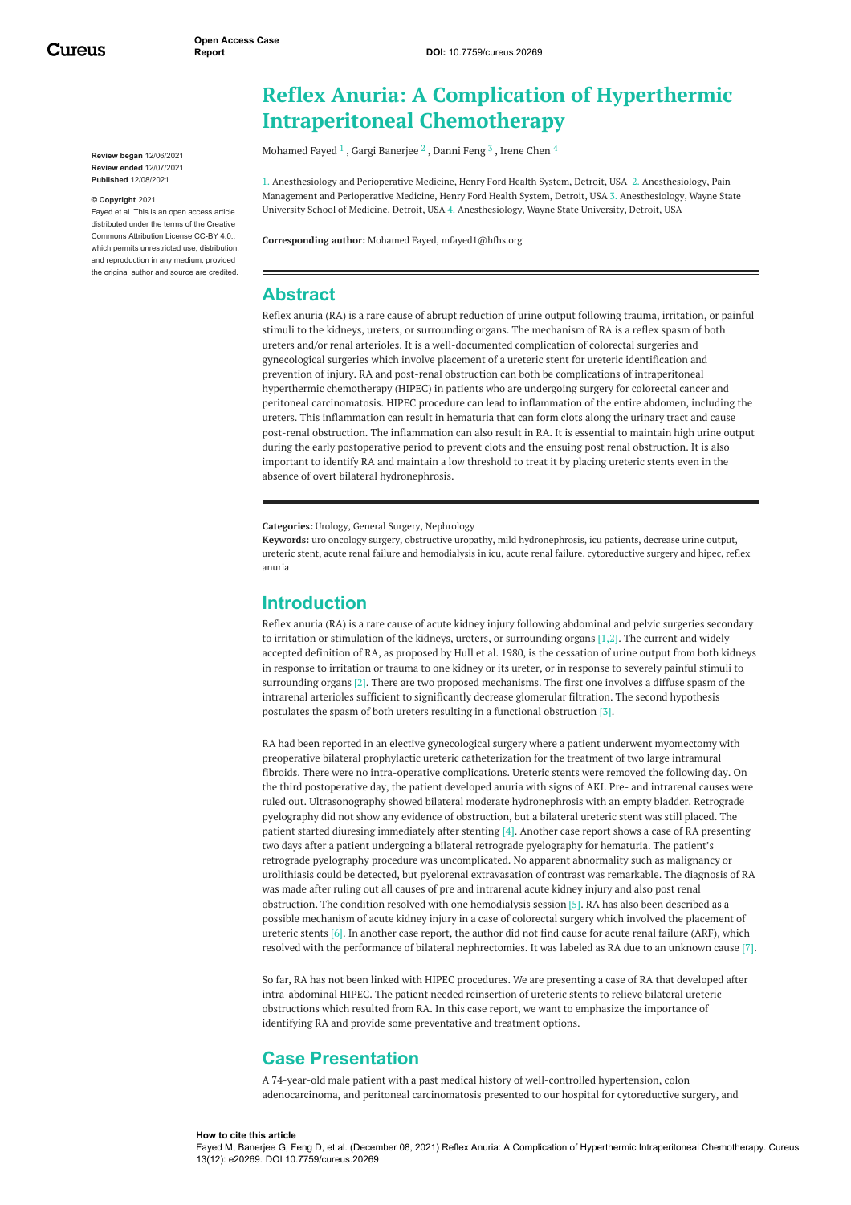# Reflex Anuria: A Complication of Hyperthermic Intraperitoneal Chemotherapy

Mohamed Fayed [1] , Gargi Banerjee [2] , Danni Feng [3] , Irene Chen [4]

1. Anesthesiology and Perioperative Medicine, Henry Ford Health System, Detroit, USA 2. Anesthesiology, Pain Management and Perioperative Medicine, Henry Ford Health System, Detroit, USA 3. Anesthesiology, Wayne State University School of Medicine, Detroit, USA 4. Anesthesiology, Wayne State University, Detroit, USA

**Corresponding author:** Mohamed Fayed, mfayed1@hfhs.org

**Review began** 12/06/2021
**Review ended** 12/07/2021
**Published** 12/08/2021

**© Copyright** 2021
Fayed et al. This is an open access article distributed under the terms of the Creative Commons Attribution License CC-BY 4.0., which permits unrestricted use, distribution, and reproduction in any medium, provided the original author and source are credited.

## Abstract

Reflex anuria (RA) is a rare cause of abrupt reduction of urine output following trauma, irritation, or painful stimuli to the kidneys, ureters, or surrounding organs. The mechanism of RA is a reflex spasm of both ureters and/or renal arterioles. It is a well-documented complication of colorectal surgeries and gynecological surgeries which involve placement of a ureteric stent for ureteric identification and prevention of injury. RA and post-renal obstruction can both be complications of intraperitoneal hyperthermic chemotherapy (HIPEC) in patients who are undergoing surgery for colorectal cancer and peritoneal carcinomatosis. HIPEC procedure can lead to inflammation of the entire abdomen, including the ureters. This inflammation can result in hematuria that can form clots along the urinary tract and cause post-renal obstruction. The inflammation can also result in RA. It is essential to maintain high urine output during the early postoperative period to prevent clots and the ensuing post renal obstruction. It is also important to identify RA and maintain a low threshold to treat it by placing ureteric stents even in the absence of overt bilateral hydronephrosis.

**Categories:** Urology, General Surgery, Nephrology
**Keywords:** uro oncology surgery, obstructive uropathy, mild hydronephrosis, icu patients, decrease urine output, ureteric stent, acute renal failure and hemodialysis in icu, acute renal failure, cytoreductive surgery and hipec, reflex anuria

## Introduction

Reflex anuria (RA) is a rare cause of acute kidney injury following abdominal and pelvic surgeries secondary to irritation or stimulation of the kidneys, ureters, or surrounding organs [1,2]. The current and widely accepted definition of RA, as proposed by Hull et al. 1980, is the cessation of urine output from both kidneys in response to irritation or trauma to one kidney or its ureter, or in response to severely painful stimuli to surrounding organs [2]. There are two proposed mechanisms. The first one involves a diffuse spasm of the intrarenal arterioles sufficient to significantly decrease glomerular filtration. The second hypothesis postulates the spasm of both ureters resulting in a functional obstruction [3].

RA had been reported in an elective gynecological surgery where a patient underwent myomectomy with preoperative bilateral prophylactic ureteric catheterization for the treatment of two large intramural fibroids. There were no intra-operative complications. Ureteric stents were removed the following day. On the third postoperative day, the patient developed anuria with signs of AKI. Pre- and intrarenal causes were ruled out. Ultrasonography showed bilateral moderate hydronephrosis with an empty bladder. Retrograde pyelography did not show any evidence of obstruction, but a bilateral ureteric stent was still placed. The patient started diuresing immediately after stenting [4]. Another case report shows a case of RA presenting two days after a patient undergoing a bilateral retrograde pyelography for hematuria. The patient's retrograde pyelography procedure was uncomplicated. No apparent abnormality such as malignancy or urolithiasis could be detected, but pyelorenal extravasation of contrast was remarkable. The diagnosis of RA was made after ruling out all causes of pre and intrarenal acute kidney injury and also post renal obstruction. The condition resolved with one hemodialysis session [5]. RA has also been described as a possible mechanism of acute kidney injury in a case of colorectal surgery which involved the placement of ureteric stents [6]. In another case report, the author did not find cause for acute renal failure (ARF), which resolved with the performance of bilateral nephrectomies. It was labeled as RA due to an unknown cause [7].

So far, RA has not been linked with HIPEC procedures. We are presenting a case of RA that developed after intra-abdominal HIPEC. The patient needed reinsertion of ureteric stents to relieve bilateral ureteric obstructions which resulted from RA. In this case report, we want to emphasize the importance of identifying RA and provide some preventative and treatment options.

## Case Presentation

A 74-year-old male patient with a past medical history of well-controlled hypertension, colon adenocarcinoma, and peritoneal carcinomatosis presented to our hospital for cytoreductive surgery, and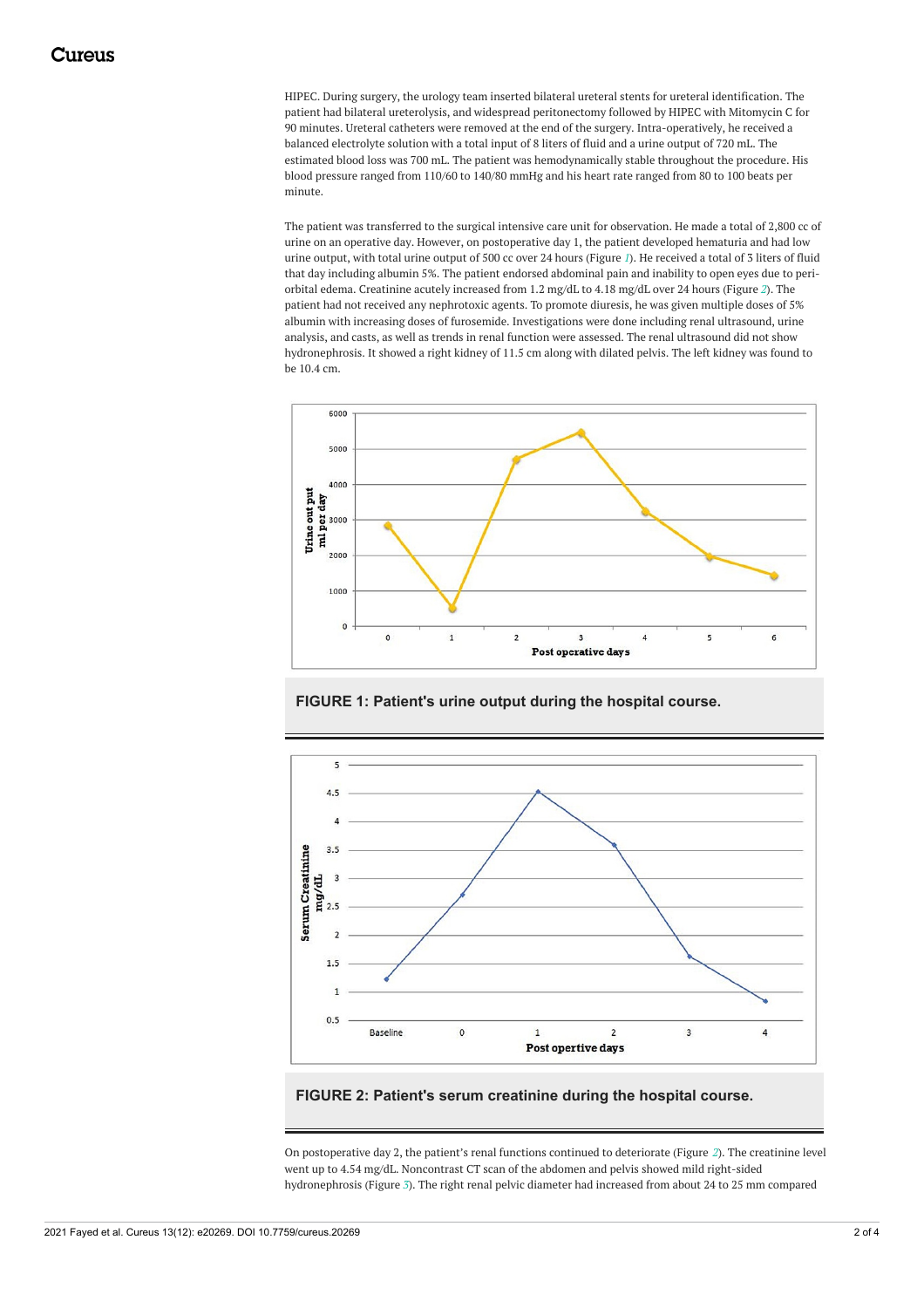HIPEC. During surgery, the urology team inserted bilateral ureteral stents for ureteral identification. The patient had bilateral ureterolysis, and widespread peritonectomy followed by HIPEC with Mitomycin C for 90 minutes. Ureteral catheters were removed at the end of the surgery. Intra-operatively, he received a balanced electrolyte solution with a total input of 8 liters of fluid and a urine output of 720 mL. The estimated blood loss was 700 mL. The patient was hemodynamically stable throughout the procedure. His blood pressure ranged from 110/60 to 140/80 mmHg and his heart rate ranged from 80 to 100 beats per minute.

The patient was transferred to the surgical intensive care unit for observation. He made a total of 2,800 cc of urine on an operative day. However, on postoperative day 1, the patient developed hematuria and had low urine output, with total urine output of 500 cc over 24 hours (Figure 1). He received a total of 3 liters of fluid that day including albumin 5%. The patient endorsed abdominal pain and inability to open eyes due to peri-orbital edema. Creatinine acutely increased from 1.2 mg/dL to 4.18 mg/dL over 24 hours (Figure 2). The patient had not received any nephrotoxic agents. To promote diuresis, he was given multiple doses of 5% albumin with increasing doses of furosemide. Investigations were done including renal ultrasound, urine analysis, and casts, as well as trends in renal function were assessed. The renal ultrasound did not show hydronephrosis. It showed a right kidney of 11.5 cm along with dilated pelvis. The left kidney was found to be 10.4 cm.

**FIGURE 1: Patient's urine output during the hospital course.**

**FIGURE 2: Patient's serum creatinine during the hospital course.**

On postoperative day 2, the patient's renal functions continued to deteriorate (Figure 2). The creatinine level went up to 4.54 mg/dL. Noncontrast CT scan of the abdomen and pelvis showed mild right-sided hydronephrosis (Figure 3). The right renal pelvic diameter had increased from about 24 to 25 mm compared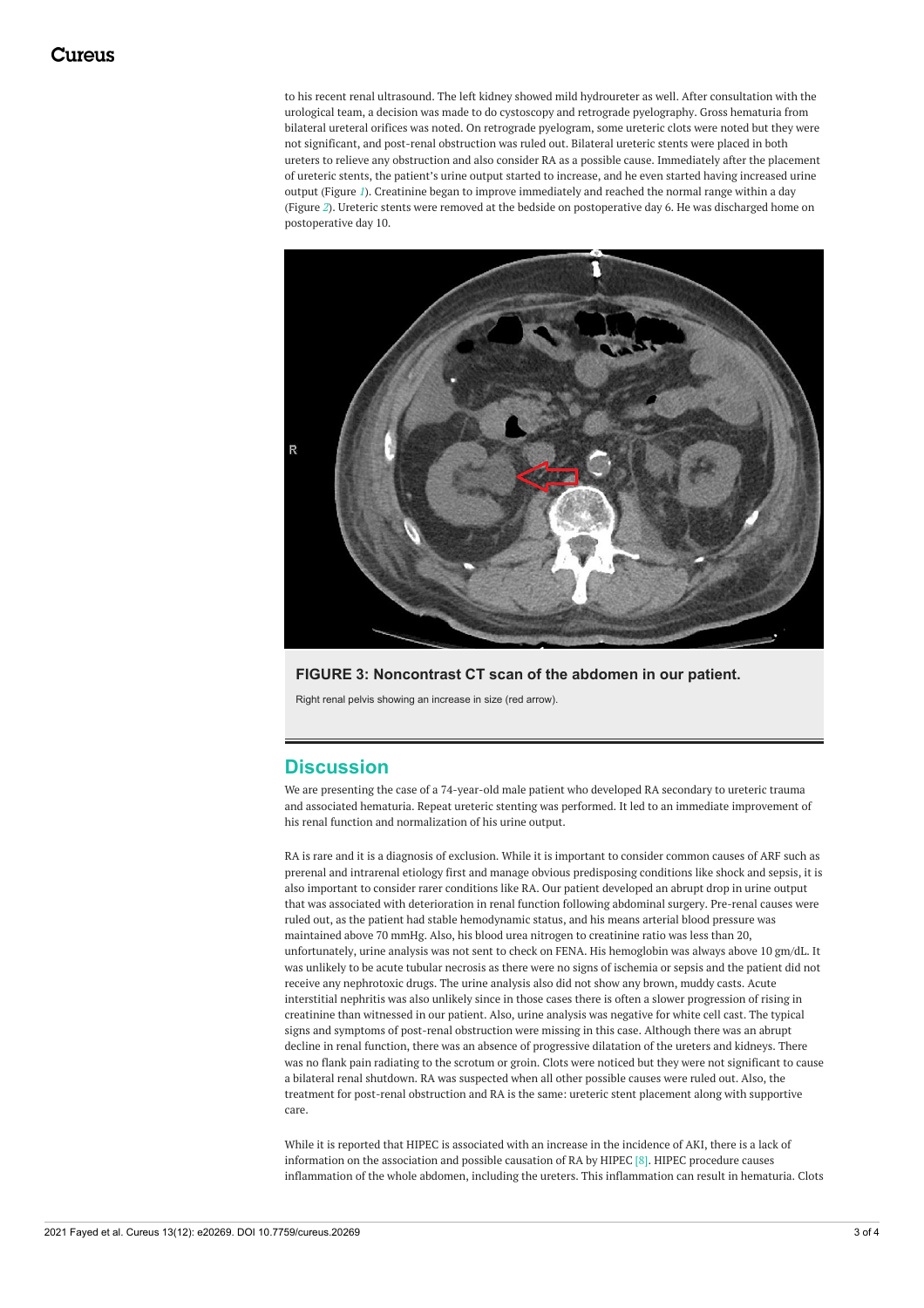to his recent renal ultrasound. The left kidney showed mild hydroureter as well. After consultation with the urological team, a decision was made to do cystoscopy and retrograde pyelography. Gross hematuria from bilateral ureteral orifices was noted. On retrograde pyelogram, some ureteric clots were noted but they were not significant, and post-renal obstruction was ruled out. Bilateral ureteric stents were placed in both ureters to relieve any obstruction and also consider RA as a possible cause. Immediately after the placement of ureteric stents, the patient's urine output started to increase, and he even started having increased urine output (Figure 1). Creatinine began to improve immediately and reached the normal range within a day (Figure 2). Ureteric stents were removed at the bedside on postoperative day 6. He was discharged home on postoperative day 10.

**FIGURE 3: Noncontrast CT scan of the abdomen in our patient.**

Right renal pelvis showing an increase in size (red arrow).

## Discussion

We are presenting the case of a 74-year-old male patient who developed RA secondary to ureteric trauma and associated hematuria. Repeat ureteric stenting was performed. It led to an immediate improvement of his renal function and normalization of his urine output.

RA is rare and it is a diagnosis of exclusion. While it is important to consider common causes of ARF such as prerenal and intrarenal etiology first and manage obvious predisposing conditions like shock and sepsis, it is also important to consider rarer conditions like RA. Our patient developed an abrupt drop in urine output that was associated with deterioration in renal function following abdominal surgery. Pre-renal causes were ruled out, as the patient had stable hemodynamic status, and his means arterial blood pressure was maintained above 70 mmHg. Also, his blood urea nitrogen to creatinine ratio was less than 20, unfortunately, urine analysis was not sent to check on FENA. His hemoglobin was always above 10 gm/dL. It was unlikely to be acute tubular necrosis as there were no signs of ischemia or sepsis and the patient did not receive any nephrotoxic drugs. The urine analysis also did not show any brown, muddy casts. Acute interstitial nephritis was also unlikely since in those cases there is often a slower progression of rising in creatinine than witnessed in our patient. Also, urine analysis was negative for white cell cast. The typical signs and symptoms of post-renal obstruction were missing in this case. Although there was an abrupt decline in renal function, there was an absence of progressive dilatation of the ureters and kidneys. There was no flank pain radiating to the scrotum or groin. Clots were noticed but they were not significant to cause a bilateral renal shutdown. RA was suspected when all other possible causes were ruled out. Also, the treatment for post-renal obstruction and RA is the same: ureteric stent placement along with supportive care.

While it is reported that HIPEC is associated with an increase in the incidence of AKI, there is a lack of information on the association and possible causation of RA by HIPEC [8]. HIPEC procedure causes inflammation of the whole abdomen, including the ureters. This inflammation can result in hematuria. Clots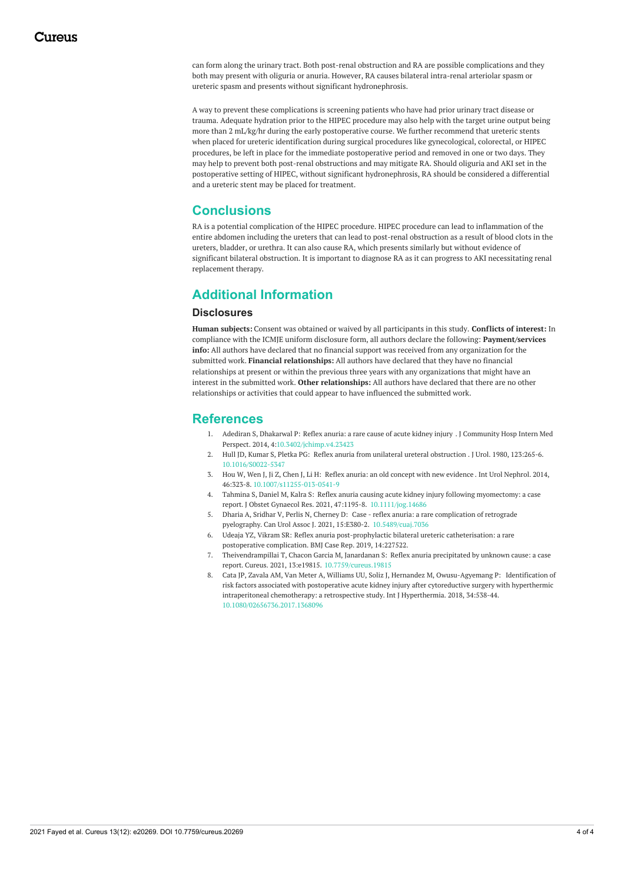can form along the urinary tract. Both post-renal obstruction and RA are possible complications and they both may present with oliguria or anuria. However, RA causes bilateral intra-renal arteriolar spasm or ureteric spasm and presents without significant hydronephrosis.

A way to prevent these complications is screening patients who have had prior urinary tract disease or trauma. Adequate hydration prior to the HIPEC procedure may also help with the target urine output being more than 2 mL/kg/hr during the early postoperative course. We further recommend that ureteric stents when placed for ureteric identification during surgical procedures like gynecological, colorectal, or HIPEC procedures, be left in place for the immediate postoperative period and removed in one or two days. They may help to prevent both post-renal obstructions and may mitigate RA. Should oliguria and AKI set in the postoperative setting of HIPEC, without significant hydronephrosis, RA should be considered a differential and a ureteric stent may be placed for treatment.

## Conclusions

RA is a potential complication of the HIPEC procedure. HIPEC procedure can lead to inflammation of the entire abdomen including the ureters that can lead to post-renal obstruction as a result of blood clots in the ureters, bladder, or urethra. It can also cause RA, which presents similarly but without evidence of significant bilateral obstruction. It is important to diagnose RA as it can progress to AKI necessitating renal replacement therapy.

## Additional Information

### Disclosures

**Human subjects:** Consent was obtained or waived by all participants in this study. **Conflicts of interest:** In compliance with the ICMJE uniform disclosure form, all authors declare the following: **Payment/services info:** All authors have declared that no financial support was received from any organization for the submitted work. **Financial relationships:** All authors have declared that they have no financial relationships at present or within the previous three years with any organizations that might have an interest in the submitted work. **Other relationships:** All authors have declared that there are no other relationships or activities that could appear to have influenced the submitted work.

## References

1. Adediran S, Dhakarwal P: Reflex anuria: a rare cause of acute kidney injury . J Community Hosp Intern Med Perspect. 2014, 4:10.3402/jchimp.v4.23423
2. Hull JD, Kumar S, Pletka PG: Reflex anuria from unilateral ureteral obstruction . J Urol. 1980, 123:265-6. 10.1016/S0022-5347
3. Hou W, Wen J, Ji Z, Chen J, Li H: Reflex anuria: an old concept with new evidence . Int Urol Nephrol. 2014, 46:323-8. 10.1007/s11255-013-0541-9
4. Tahmina S, Daniel M, Kalra S: Reflex anuria causing acute kidney injury following myomectomy: a case report. J Obstet Gynaecol Res. 2021, 47:1195-8. 10.1111/jog.14686
5. Dharia A, Sridhar V, Perlis N, Cherney D: Case - reflex anuria: a rare complication of retrograde pyelography. Can Urol Assoc J. 2021, 15:E380-2. 10.5489/cuaj.7036
6. Udeaja YZ, Vikram SR: Reflex anuria post-prophylactic bilateral ureteric catheterisation: a rare postoperative complication. BMJ Case Rep. 2019, 14:227522.
7. Theivendrampillai T, Chacon Garcia M, Janardanan S: Reflex anuria precipitated by unknown cause: a case report. Cureus. 2021, 13:e19815. 10.7759/cureus.19815
8. Cata JP, Zavala AM, Van Meter A, Williams UU, Soliz J, Hernandez M, Owusu-Agyemang P: Identification of risk factors associated with postoperative acute kidney injury after cytoreductive surgery with hyperthermic intraperitoneal chemotherapy: a retrospective study. Int J Hyperthermia. 2018, 34:538-44. 10.1080/02656736.2017.1368096